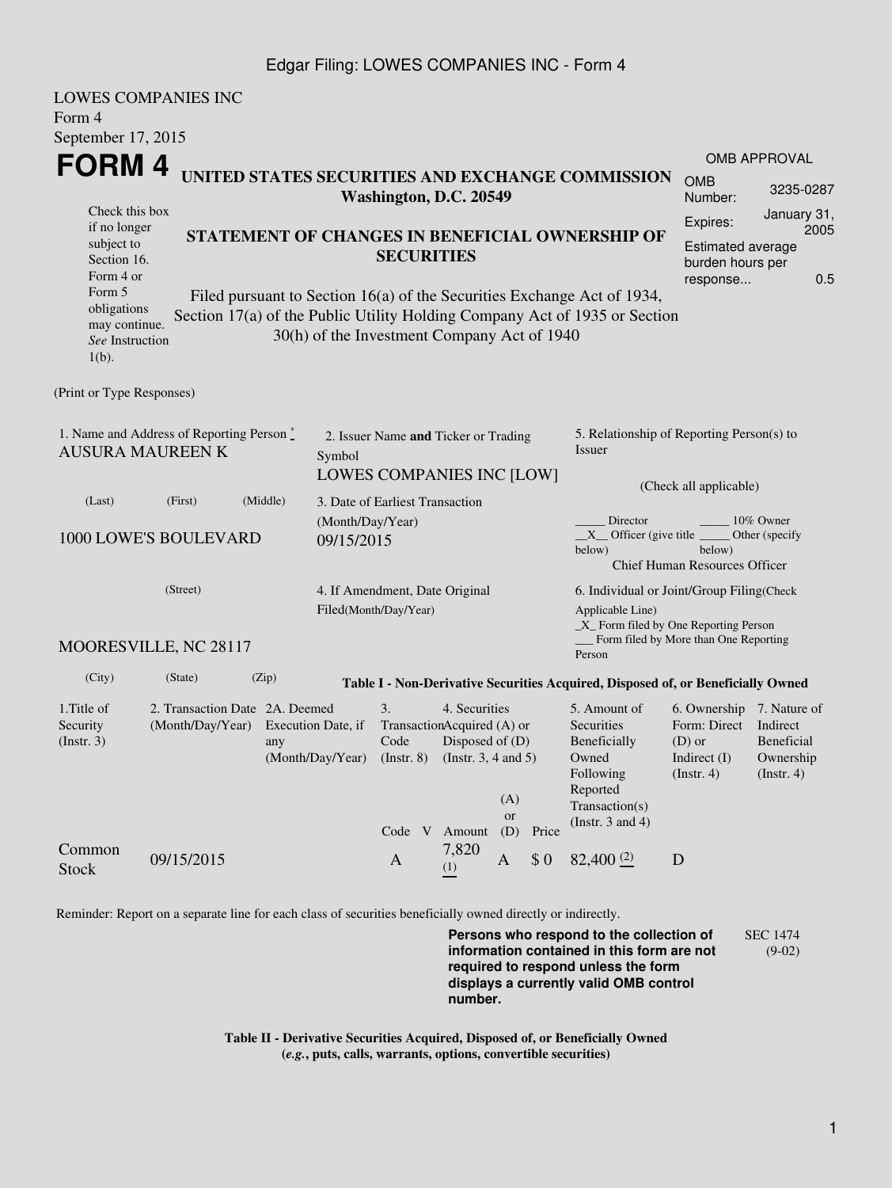LOWES COMPANIES INC
Form 4
September 17, 2015

# FORM 4

**UNITED STATES SECURITIES AND EXCHANGE COMMISSION**
**Washington, D.C. 20549**

| OMB APPROVAL | |
|---|---|
| OMB Number: | 3235-0287 |
| Expires: | January 31, 2005 |
| Estimated average burden hours per response... | 0.5 |

Check this box if no longer subject to Section 16. Form 4 or Form 5 obligations may continue. *See* Instruction 1(b).

**STATEMENT OF CHANGES IN BENEFICIAL OWNERSHIP OF SECURITIES**

Filed pursuant to Section 16(a) of the Securities Exchange Act of 1934, Section 17(a) of the Public Utility Holding Company Act of 1935 or Section 30(h) of the Investment Company Act of 1940

(Print or Type Responses)

1. Name and Address of Reporting Person *
AUSURA MAUREEN K

(Last) (First) (Middle)

1000 LOWE'S BOULEVARD

(Street)

MOORESVILLE, NC 28117

(City) (State) (Zip)

2. Issuer Name **and** Ticker or Trading Symbol
LOWES COMPANIES INC [LOW]

3. Date of Earliest Transaction (Month/Day/Year)
09/15/2015

4. If Amendment, Date Original Filed(Month/Day/Year)

5. Relationship of Reporting Person(s) to Issuer

(Check all applicable)

_____ Director _____ 10% Owner
__X__ Officer (give title below) _____ Other (specify below)
Chief Human Resources Officer

6. Individual or Joint/Group Filing(Check Applicable Line)
_X_ Form filed by One Reporting Person
___ Form filed by More than One Reporting Person

**Table I - Non-Derivative Securities Acquired, Disposed of, or Beneficially Owned**

| 1.Title of Security (Instr. 3) | 2. Transaction Date (Month/Day/Year) | 2A. Deemed Execution Date, if any (Month/Day/Year) | 3. Transaction Code (Instr. 8) | | 4. Securities Acquired (A) or Disposed of (D) (Instr. 3, 4 and 5) | | | 5. Amount of Securities Beneficially Owned Following Reported Transaction(s) (Instr. 3 and 4) | 6. Ownership Form: Direct (D) or Indirect (I) (Instr. 4) | 7. Nature of Indirect Beneficial Ownership (Instr. 4) |
|---|---|---|---|---|---|---|---|---|---|---|
| | | | Code | V | Amount | (A) or (D) | Price | | | |
| Common Stock | 09/15/2015 | | A | | 7,820 (1) | A | $ 0 | 82,400 (2) | D | |

Reminder: Report on a separate line for each class of securities beneficially owned directly or indirectly.

**Persons who respond to the collection of information contained in this form are not required to respond unless the form displays a currently valid OMB control number.**

SEC 1474 (9-02)

**Table II - Derivative Securities Acquired, Disposed of, or Beneficially Owned**
**(*e.g.*, puts, calls, warrants, options, convertible securities)**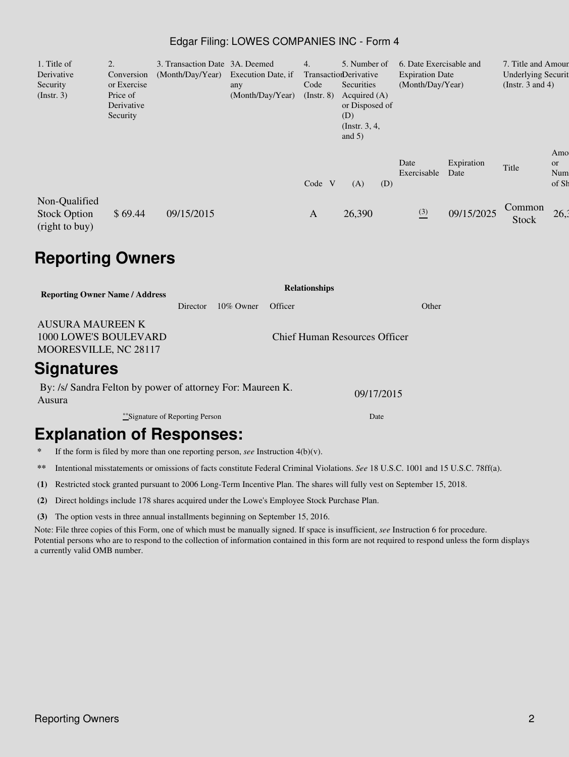| 1. Title of Derivative Security (Instr. 3) | 2. Conversion or Exercise Price of Derivative Security | 3. Transaction Date (Month/Day/Year) | 3A. Deemed Execution Date, if any (Month/Day/Year) | 4. Transaction Code (Instr. 8) | | 5. Number of Derivative Securities Acquired (A) or Disposed of (D) (Instr. 3, 4, and 5) | | 6. Date Exercisable and Expiration Date (Month/Day/Year) | | 7. Title and Amount of Underlying Securities (Instr. 3 and 4) | |
|---|---|---|---|---|---|---|---|---|---|---|---|
| | | | | Code | V | (A) | (D) | Date Exercisable | Expiration Date | Title | Amount or Number of Shares |
| Non-Qualified Stock Option (right to buy) | $ 69.44 | 09/15/2015 | | A | | 26,390 | | (3) | 09/15/2025 | Common Stock | 26,3 |

# Reporting Owners

| Reporting Owner Name / Address | Relationships | | | |
|---|---|---|---|---|
| | Director | 10% Owner | Officer | Other |
| AUSURA MAUREEN K<br>1000 LOWE'S BOULEVARD<br>MOORESVILLE, NC 28117 | | | Chief Human Resources Officer | |

# Signatures

| | |
|---|---|
| By: /s/ Sandra Felton by power of attorney For: Maureen K. Ausura | 09/17/2015 |
| **Signature of Reporting Person | Date |

# Explanation of Responses:

- **\*** If the form is filed by more than one reporting person, *see* Instruction 4(b)(v).
- **\*\*** Intentional misstatements or omissions of facts constitute Federal Criminal Violations. *See* 18 U.S.C. 1001 and 15 U.S.C. 78ff(a).
- **(1)** Restricted stock granted pursuant to 2006 Long-Term Incentive Plan. The shares will fully vest on September 15, 2018.
- **(2)** Direct holdings include 178 shares acquired under the Lowe's Employee Stock Purchase Plan.
- **(3)** The option vests in three annual installments beginning on September 15, 2016.

Note: File three copies of this Form, one of which must be manually signed. If space is insufficient, *see* Instruction 6 for procedure.
Potential persons who are to respond to the collection of information contained in this form are not required to respond unless the form displays a currently valid OMB number.